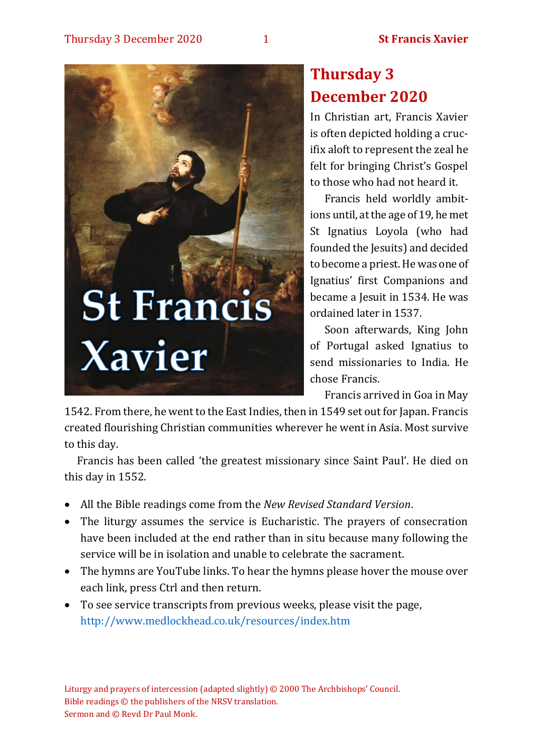# Thursday 3 December 2020

In Christian art, Francis Xavier is often depicted holding a crucifix aloft to represent the zeal he felt for bringing Christ's Gospel to those who had not heard it.

Francis held worldly ambitions until, at the age of 19, he met St Ignatius Loyola (who had founded the Jesuits) and decided to become a priest. He was one of Ignatius' first Companions and became a Jesuit in 1534. He was ordained later in 1537.

Soon afterwards, King John of Portugal asked Ignatius to send missionaries to India. He chose Francis.

Francis arrived in Goa in May 1542. From there, he went to the East Indies, then in 1549 set out for Japan. Francis created flourishing Christian communities wherever he went in Asia. Most survive to this day.

Francis has been called 'the greatest missionary since Saint Paul'. He died on this day in 1552.

- All the Bible readings come from the *New Revised Standard Version*.
- The liturgy assumes the service is Eucharistic. The prayers of consecration have been included at the end rather than in situ because many following the service will be in isolation and unable to celebrate the sacrament.
- The hymns are YouTube links. To hear the hymns please hover the mouse over each link, press Ctrl and then return.
- To see service transcripts from previous weeks, please visit the page, http://www.medlockhead.co.uk/resources/index.htm

Liturgy and prayers of intercession (adapted slightly) © 2000 The Archbishops' Council.
Bible readings © the publishers of the NRSV translation.
Sermon and © Revd Dr Paul Monk.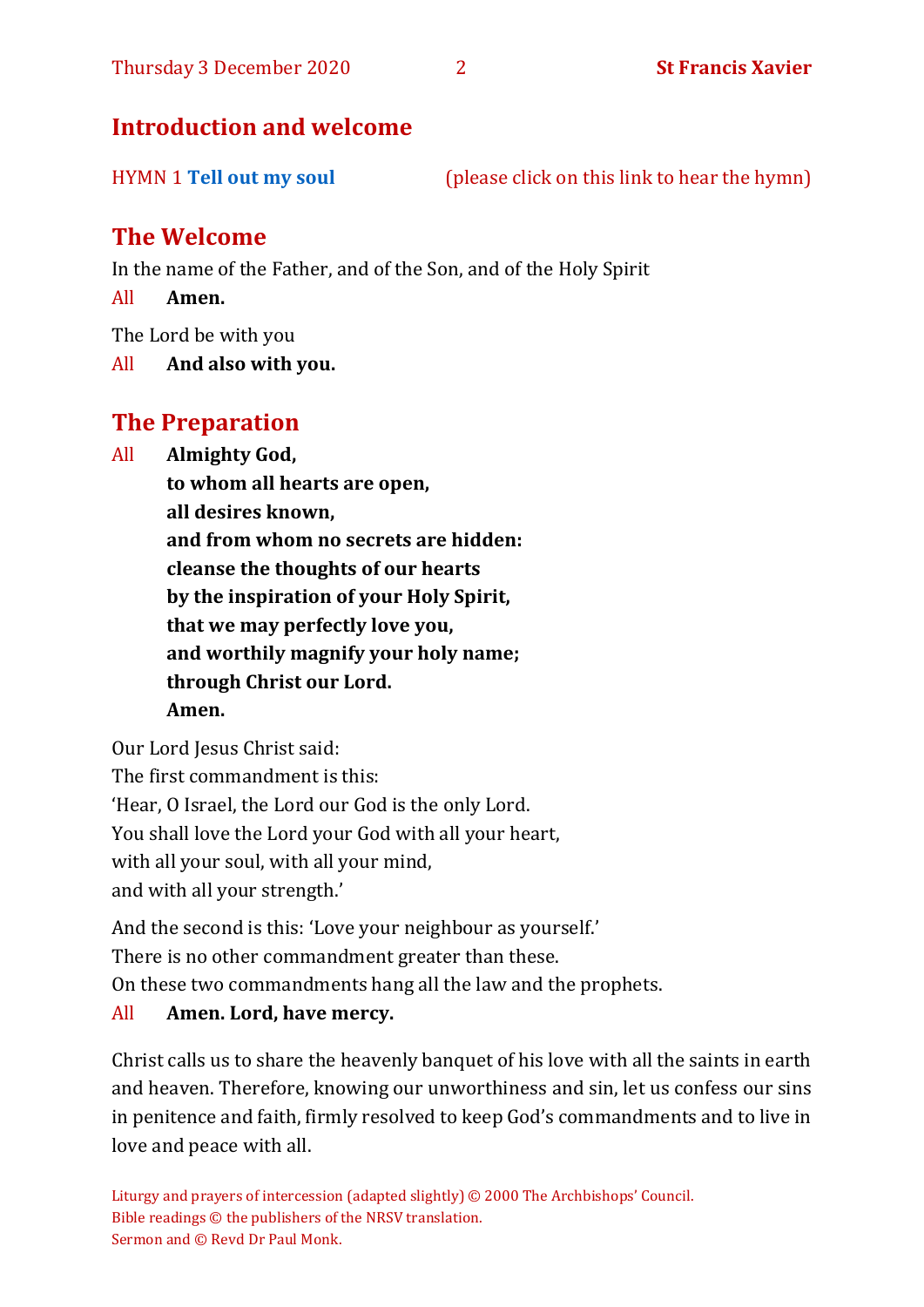## Introduction and welcome

HYMN 1 **Tell out my soul** (please click on this link to hear the hymn)

## The Welcome

In the name of the Father, and of the Son, and of the Holy Spirit

All **Amen.**

The Lord be with you

All **And also with you.**

## The Preparation

All **Almighty God,**
**to whom all hearts are open,**
**all desires known,**
**and from whom no secrets are hidden:**
**cleanse the thoughts of our hearts**
**by the inspiration of your Holy Spirit,**
**that we may perfectly love you,**
**and worthily magnify your holy name;**
**through Christ our Lord.**
**Amen.**

Our Lord Jesus Christ said:
The first commandment is this:
'Hear, O Israel, the Lord our God is the only Lord.
You shall love the Lord your God with all your heart,
with all your soul, with all your mind,
and with all your strength.'

And the second is this: 'Love your neighbour as yourself.'
There is no other commandment greater than these.
On these two commandments hang all the law and the prophets.

All **Amen. Lord, have mercy.**

Christ calls us to share the heavenly banquet of his love with all the saints in earth and heaven. Therefore, knowing our unworthiness and sin, let us confess our sins in penitence and faith, firmly resolved to keep God's commandments and to live in love and peace with all.

Liturgy and prayers of intercession (adapted slightly) © 2000 The Archbishops' Council.
Bible readings © the publishers of the NRSV translation.
Sermon and © Revd Dr Paul Monk.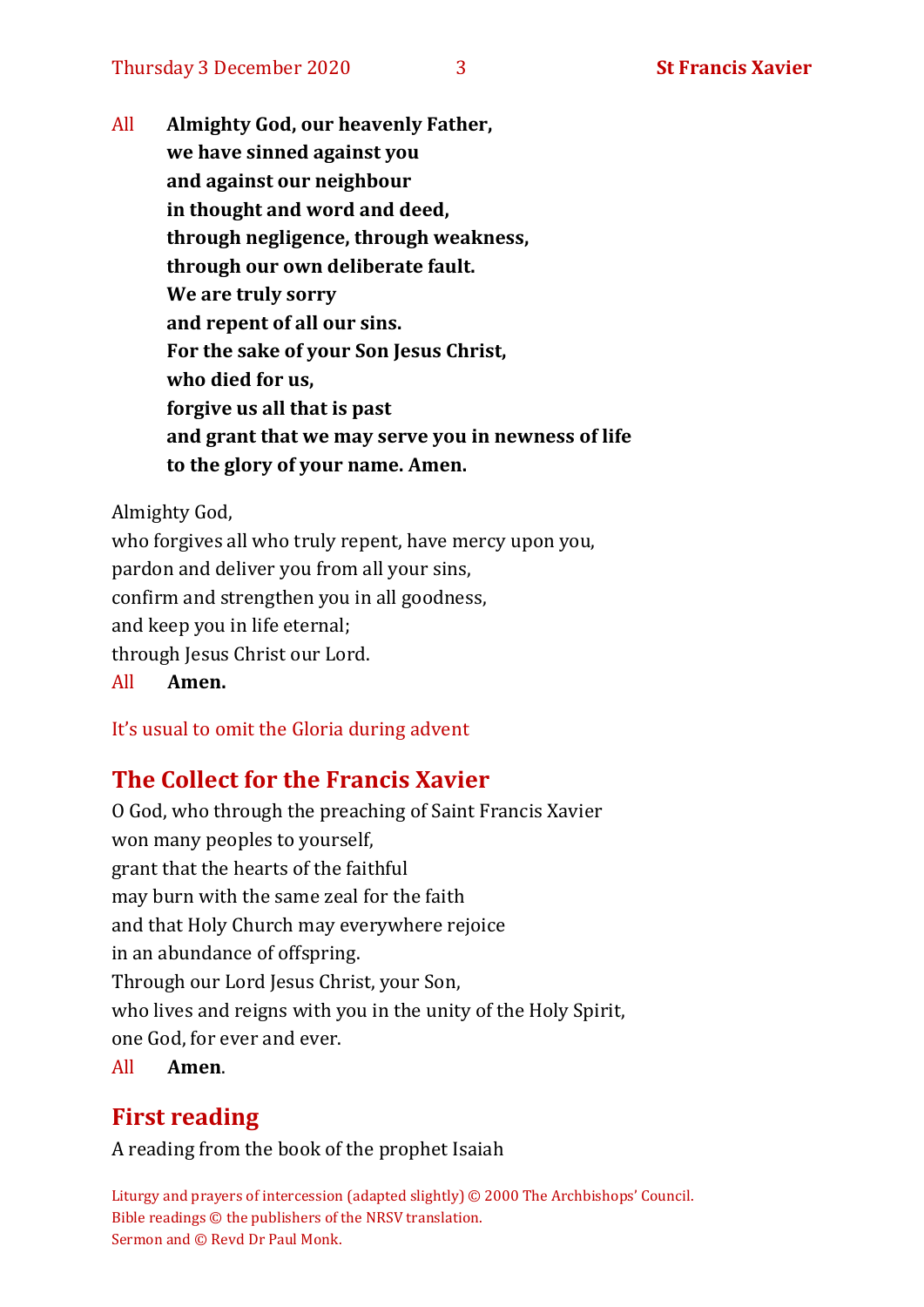All **Almighty God, our heavenly Father,**
**we have sinned against you**
**and against our neighbour**
**in thought and word and deed,**
**through negligence, through weakness,**
**through our own deliberate fault.**
**We are truly sorry**
**and repent of all our sins.**
**For the sake of your Son Jesus Christ,**
**who died for us,**
**forgive us all that is past**
**and grant that we may serve you in newness of life**
**to the glory of your name. Amen.**

Almighty God,
who forgives all who truly repent, have mercy upon you,
pardon and deliver you from all your sins,
confirm and strengthen you in all goodness,
and keep you in life eternal;
through Jesus Christ our Lord.
All **Amen.**

It's usual to omit the Gloria during advent

## The Collect for the Francis Xavier

O God, who through the preaching of Saint Francis Xavier
won many peoples to yourself,
grant that the hearts of the faithful
may burn with the same zeal for the faith
and that Holy Church may everywhere rejoice
in an abundance of offspring.
Through our Lord Jesus Christ, your Son,
who lives and reigns with you in the unity of the Holy Spirit,
one God, for ever and ever.
All **Amen**.

## First reading

A reading from the book of the prophet Isaiah

Liturgy and prayers of intercession (adapted slightly) © 2000 The Archbishops' Council.
Bible readings © the publishers of the NRSV translation.
Sermon and © Revd Dr Paul Monk.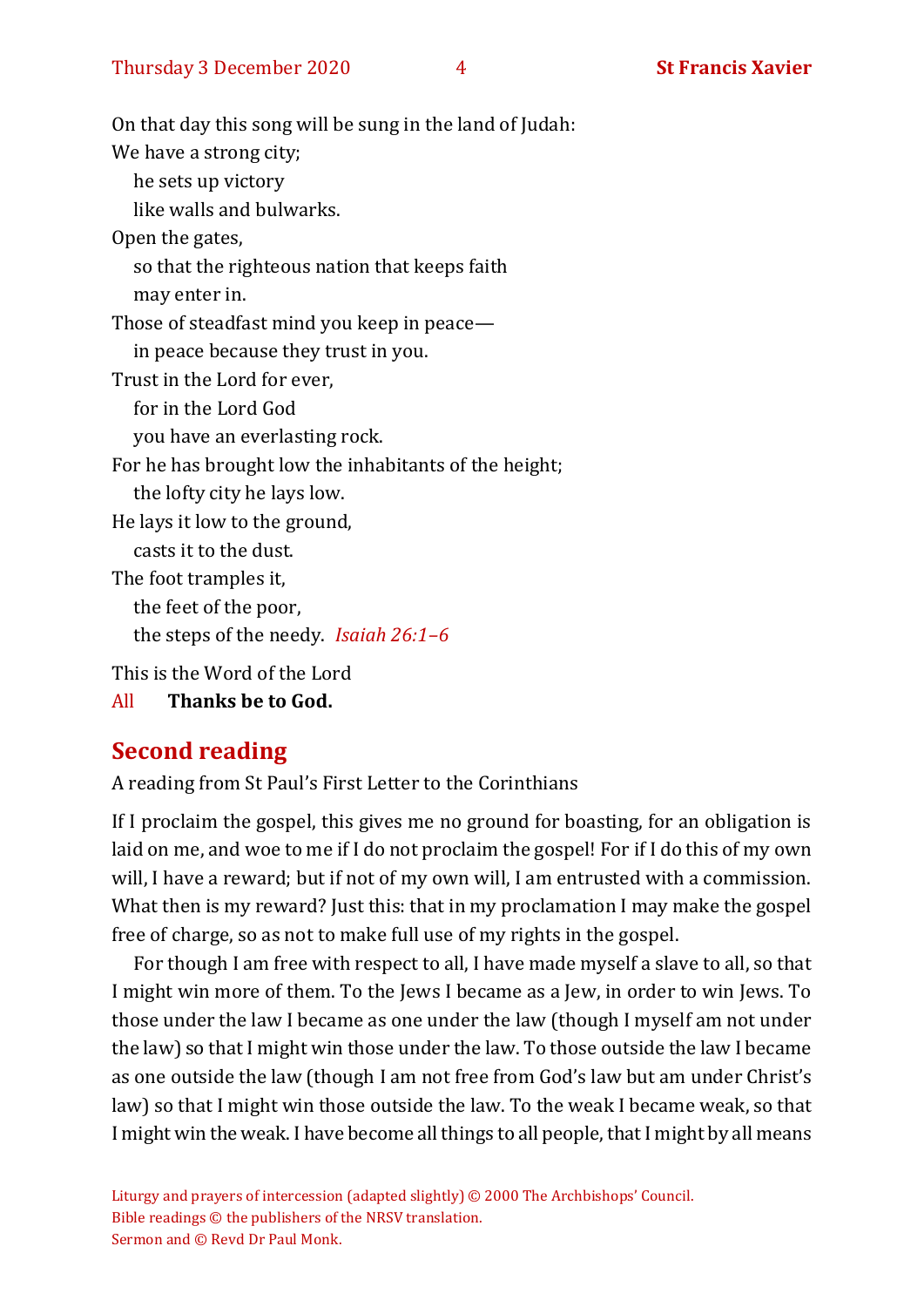On that day this song will be sung in the land of Judah:
We have a strong city;
he sets up victory
like walls and bulwarks.
Open the gates,
so that the righteous nation that keeps faith
may enter in.
Those of steadfast mind you keep in peace—
in peace because they trust in you.
Trust in the Lord for ever,
for in the Lord God
you have an everlasting rock.
For he has brought low the inhabitants of the height;
the lofty city he lays low.
He lays it low to the ground,
casts it to the dust.
The foot tramples it,
the feet of the poor,
the steps of the needy. *Isaiah 26:1–6*

This is the Word of the Lord
All **Thanks be to God.**

## Second reading

A reading from St Paul's First Letter to the Corinthians

If I proclaim the gospel, this gives me no ground for boasting, for an obligation is laid on me, and woe to me if I do not proclaim the gospel! For if I do this of my own will, I have a reward; but if not of my own will, I am entrusted with a commission. What then is my reward? Just this: that in my proclamation I may make the gospel free of charge, so as not to make full use of my rights in the gospel.

For though I am free with respect to all, I have made myself a slave to all, so that I might win more of them. To the Jews I became as a Jew, in order to win Jews. To those under the law I became as one under the law (though I myself am not under the law) so that I might win those under the law. To those outside the law I became as one outside the law (though I am not free from God's law but am under Christ's law) so that I might win those outside the law. To the weak I became weak, so that I might win the weak. I have become all things to all people, that I might by all means

Liturgy and prayers of intercession (adapted slightly) © 2000 The Archbishops' Council.
Bible readings © the publishers of the NRSV translation.
Sermon and © Revd Dr Paul Monk.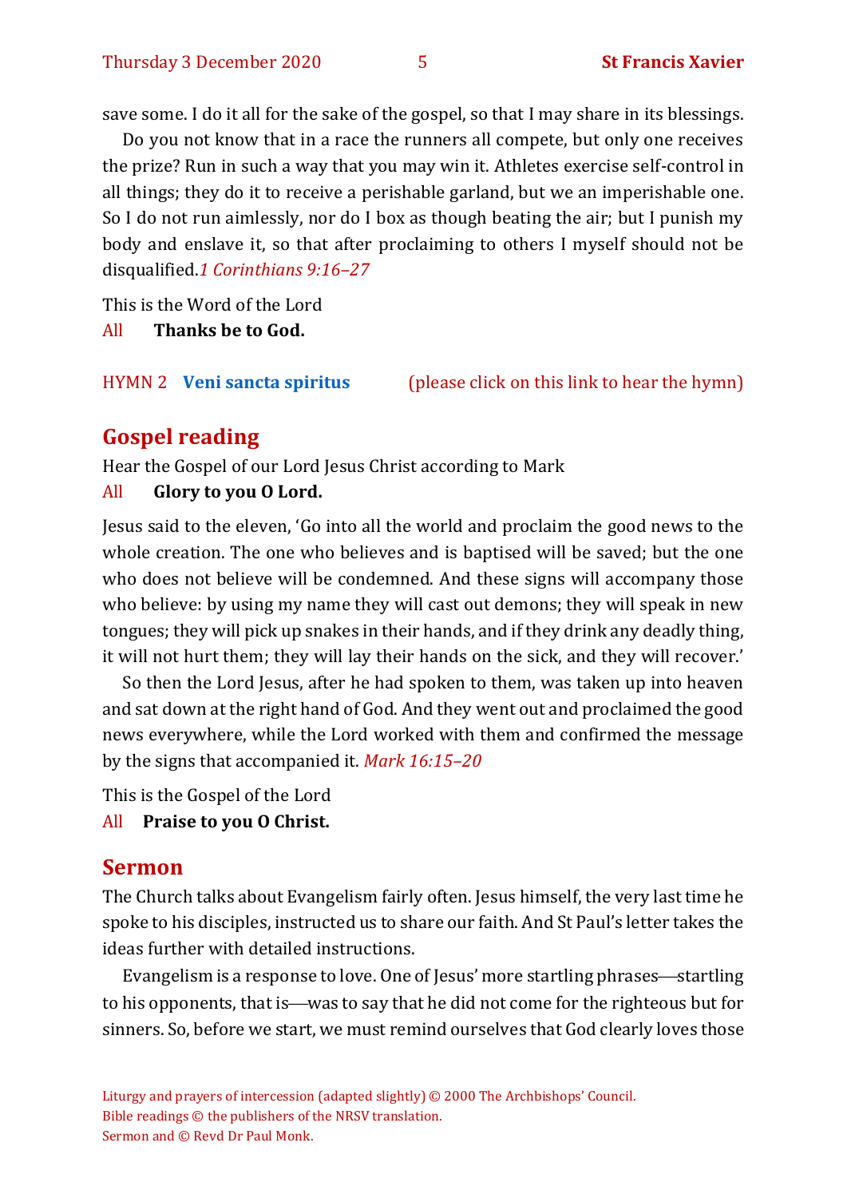save some. I do it all for the sake of the gospel, so that I may share in its blessings.

Do you not know that in a race the runners all compete, but only one receives the prize? Run in such a way that you may win it. Athletes exercise self-control in all things; they do it to receive a perishable garland, but we an imperishable one. So I do not run aimlessly, nor do I box as though beating the air; but I punish my body and enslave it, so that after proclaiming to others I myself should not be disqualified.*1 Corinthians 9:16–27*

This is the Word of the Lord

All **Thanks be to God.**

HYMN 2 **Veni sancta spiritus** (please click on this link to hear the hymn)

## Gospel reading

Hear the Gospel of our Lord Jesus Christ according to Mark

All **Glory to you O Lord.**

Jesus said to the eleven, 'Go into all the world and proclaim the good news to the whole creation. The one who believes and is baptised will be saved; but the one who does not believe will be condemned. And these signs will accompany those who believe: by using my name they will cast out demons; they will speak in new tongues; they will pick up snakes in their hands, and if they drink any deadly thing, it will not hurt them; they will lay their hands on the sick, and they will recover.'

So then the Lord Jesus, after he had spoken to them, was taken up into heaven and sat down at the right hand of God. And they went out and proclaimed the good news everywhere, while the Lord worked with them and confirmed the message by the signs that accompanied it. *Mark 16:15–20*

This is the Gospel of the Lord

All **Praise to you O Christ.**

## Sermon

The Church talks about Evangelism fairly often. Jesus himself, the very last time he spoke to his disciples, instructed us to share our faith. And St Paul's letter takes the ideas further with detailed instructions.

Evangelism is a response to love. One of Jesus' more startling phrases—startling to his opponents, that is—was to say that he did not come for the righteous but for sinners. So, before we start, we must remind ourselves that God clearly loves those

Liturgy and prayers of intercession (adapted slightly) © 2000 The Archbishops' Council.
Bible readings © the publishers of the NRSV translation.
Sermon and © Revd Dr Paul Monk.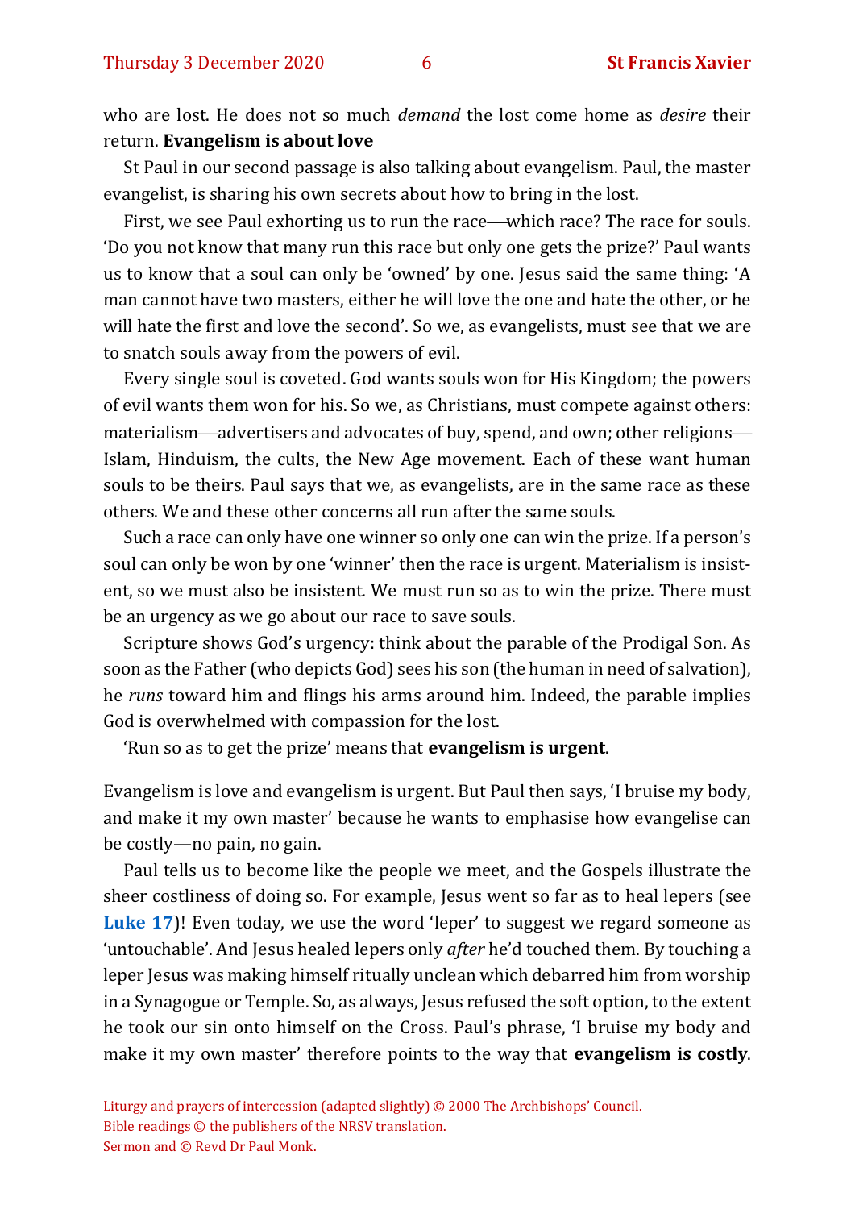who are lost. He does not so much *demand* the lost come home as *desire* their return. **Evangelism is about love**

St Paul in our second passage is also talking about evangelism. Paul, the master evangelist, is sharing his own secrets about how to bring in the lost.

First, we see Paul exhorting us to run the race—which race? The race for souls. 'Do you not know that many run this race but only one gets the prize?' Paul wants us to know that a soul can only be 'owned' by one. Jesus said the same thing: 'A man cannot have two masters, either he will love the one and hate the other, or he will hate the first and love the second'. So we, as evangelists, must see that we are to snatch souls away from the powers of evil.

Every single soul is coveted. God wants souls won for His Kingdom; the powers of evil wants them won for his. So we, as Christians, must compete against others: materialism—advertisers and advocates of buy, spend, and own; other religions—Islam, Hinduism, the cults, the New Age movement. Each of these want human souls to be theirs. Paul says that we, as evangelists, are in the same race as these others. We and these other concerns all run after the same souls.

Such a race can only have one winner so only one can win the prize. If a person's soul can only be won by one 'winner' then the race is urgent. Materialism is insistent, so we must also be insistent. We must run so as to win the prize. There must be an urgency as we go about our race to save souls.

Scripture shows God's urgency: think about the parable of the Prodigal Son. As soon as the Father (who depicts God) sees his son (the human in need of salvation), he *runs* toward him and flings his arms around him. Indeed, the parable implies God is overwhelmed with compassion for the lost.

'Run so as to get the prize' means that **evangelism is urgent**.

Evangelism is love and evangelism is urgent. But Paul then says, 'I bruise my body, and make it my own master' because he wants to emphasise how evangelise can be costly—no pain, no gain.

Paul tells us to become like the people we meet, and the Gospels illustrate the sheer costliness of doing so. For example, Jesus went so far as to heal lepers (see **Luke 17**)! Even today, we use the word 'leper' to suggest we regard someone as 'untouchable'. And Jesus healed lepers only *after* he'd touched them. By touching a leper Jesus was making himself ritually unclean which debarred him from worship in a Synagogue or Temple. So, as always, Jesus refused the soft option, to the extent he took our sin onto himself on the Cross. Paul's phrase, 'I bruise my body and make it my own master' therefore points to the way that **evangelism is costly**.

Liturgy and prayers of intercession (adapted slightly) © 2000 The Archbishops' Council.
Bible readings © the publishers of the NRSV translation.
Sermon and © Revd Dr Paul Monk.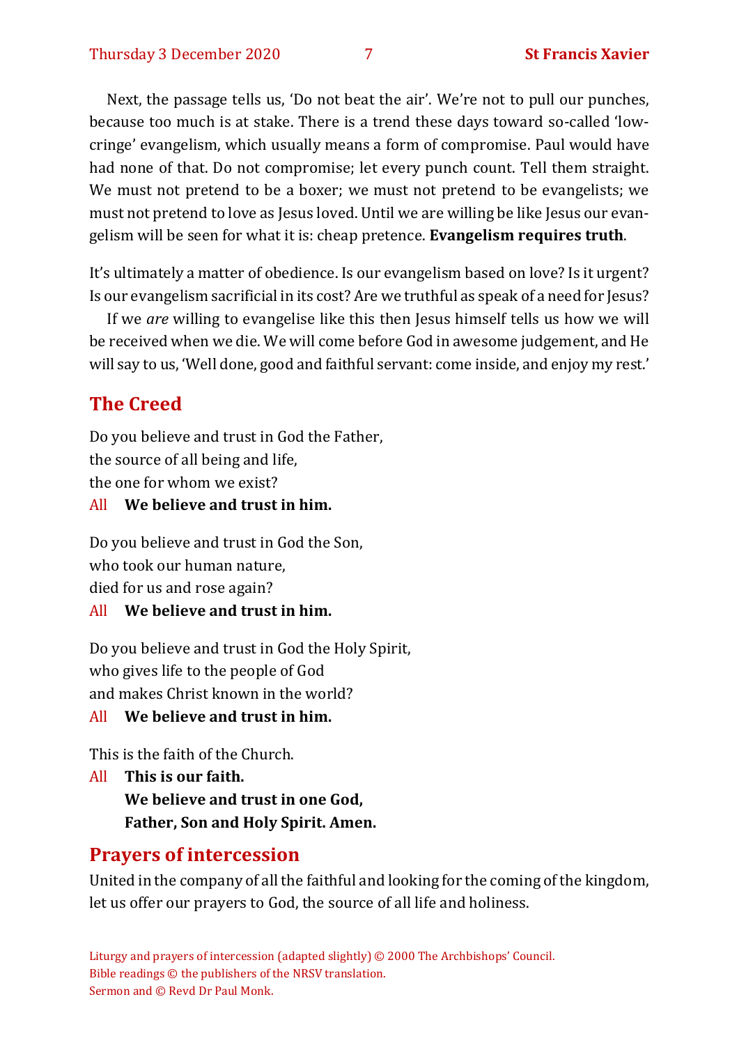Next, the passage tells us, 'Do not beat the air'. We're not to pull our punches, because too much is at stake. There is a trend these days toward so-called 'low-cringe' evangelism, which usually means a form of compromise. Paul would have had none of that. Do not compromise; let every punch count. Tell them straight. We must not pretend to be a boxer; we must not pretend to be evangelists; we must not pretend to love as Jesus loved. Until we are willing be like Jesus our evangelism will be seen for what it is: cheap pretence. **Evangelism requires truth**.

It's ultimately a matter of obedience. Is our evangelism based on love? Is it urgent? Is our evangelism sacrificial in its cost? Are we truthful as speak of a need for Jesus?

If we *are* willing to evangelise like this then Jesus himself tells us how we will be received when we die. We will come before God in awesome judgement, and He will say to us, 'Well done, good and faithful servant: come inside, and enjoy my rest.'

## The Creed

Do you believe and trust in God the Father,
the source of all being and life,
the one for whom we exist?

All **We believe and trust in him.**

Do you believe and trust in God the Son,
who took our human nature,
died for us and rose again?

All **We believe and trust in him.**

Do you believe and trust in God the Holy Spirit,
who gives life to the people of God
and makes Christ known in the world?

All **We believe and trust in him.**

This is the faith of the Church.

All **This is our faith.**
**We believe and trust in one God,**
**Father, Son and Holy Spirit. Amen.**

## Prayers of intercession

United in the company of all the faithful and looking for the coming of the kingdom, let us offer our prayers to God, the source of all life and holiness.

Liturgy and prayers of intercession (adapted slightly) © 2000 The Archbishops' Council.
Bible readings © the publishers of the NRSV translation.
Sermon and © Revd Dr Paul Monk.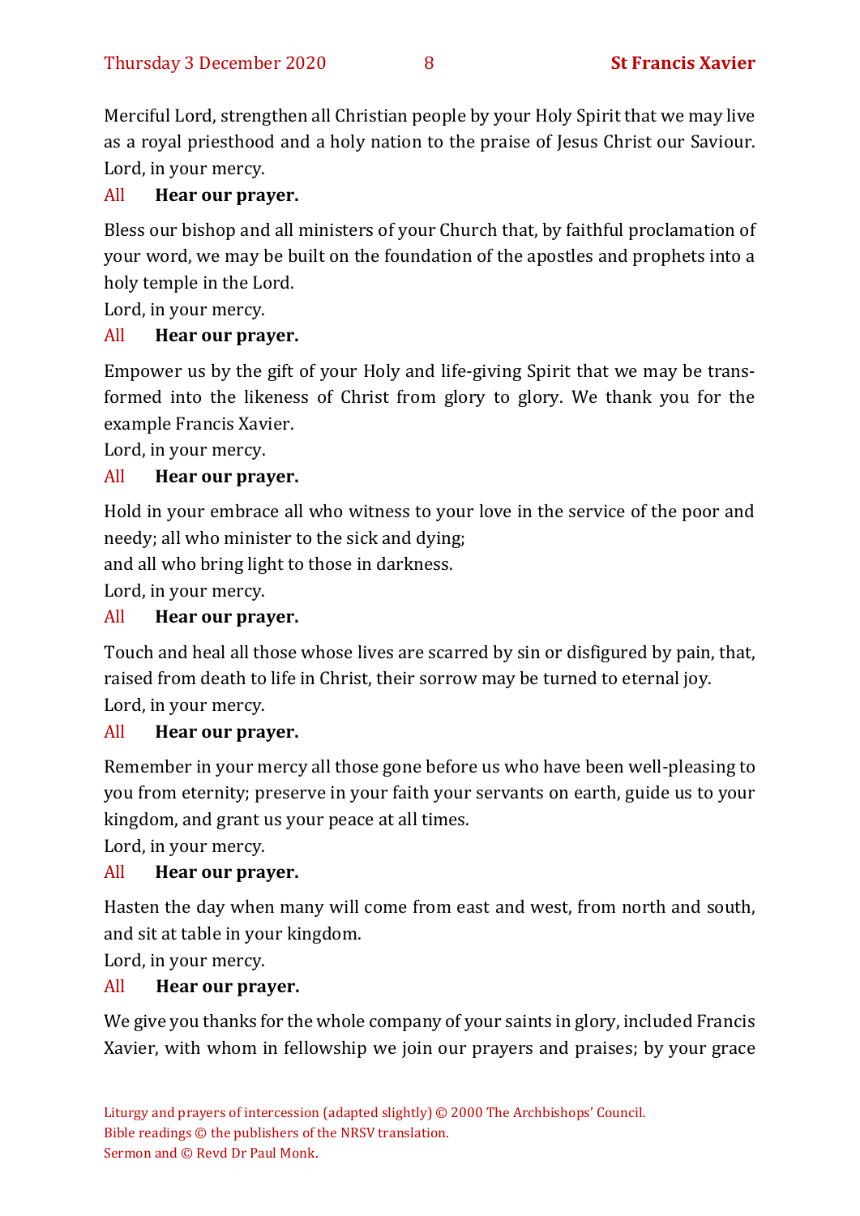Merciful Lord, strengthen all Christian people by your Holy Spirit that we may live as a royal priesthood and a holy nation to the praise of Jesus Christ our Saviour.
Lord, in your mercy.

All **Hear our prayer.**

Bless our bishop and all ministers of your Church that, by faithful proclamation of your word, we may be built on the foundation of the apostles and prophets into a holy temple in the Lord.
Lord, in your mercy.

All **Hear our prayer.**

Empower us by the gift of your Holy and life-giving Spirit that we may be transformed into the likeness of Christ from glory to glory. We thank you for the example Francis Xavier.
Lord, in your mercy.

All **Hear our prayer.**

Hold in your embrace all who witness to your love in the service of the poor and needy; all who minister to the sick and dying;
and all who bring light to those in darkness.
Lord, in your mercy.

All **Hear our prayer.**

Touch and heal all those whose lives are scarred by sin or disfigured by pain, that, raised from death to life in Christ, their sorrow may be turned to eternal joy.
Lord, in your mercy.

All **Hear our prayer.**

Remember in your mercy all those gone before us who have been well-pleasing to you from eternity; preserve in your faith your servants on earth, guide us to your kingdom, and grant us your peace at all times.
Lord, in your mercy.

All **Hear our prayer.**

Hasten the day when many will come from east and west, from north and south, and sit at table in your kingdom.
Lord, in your mercy.

All **Hear our prayer.**

We give you thanks for the whole company of your saints in glory, included Francis Xavier, with whom in fellowship we join our prayers and praises; by your grace

Liturgy and prayers of intercession (adapted slightly) © 2000 The Archbishops' Council.
Bible readings © the publishers of the NRSV translation.
Sermon and © Revd Dr Paul Monk.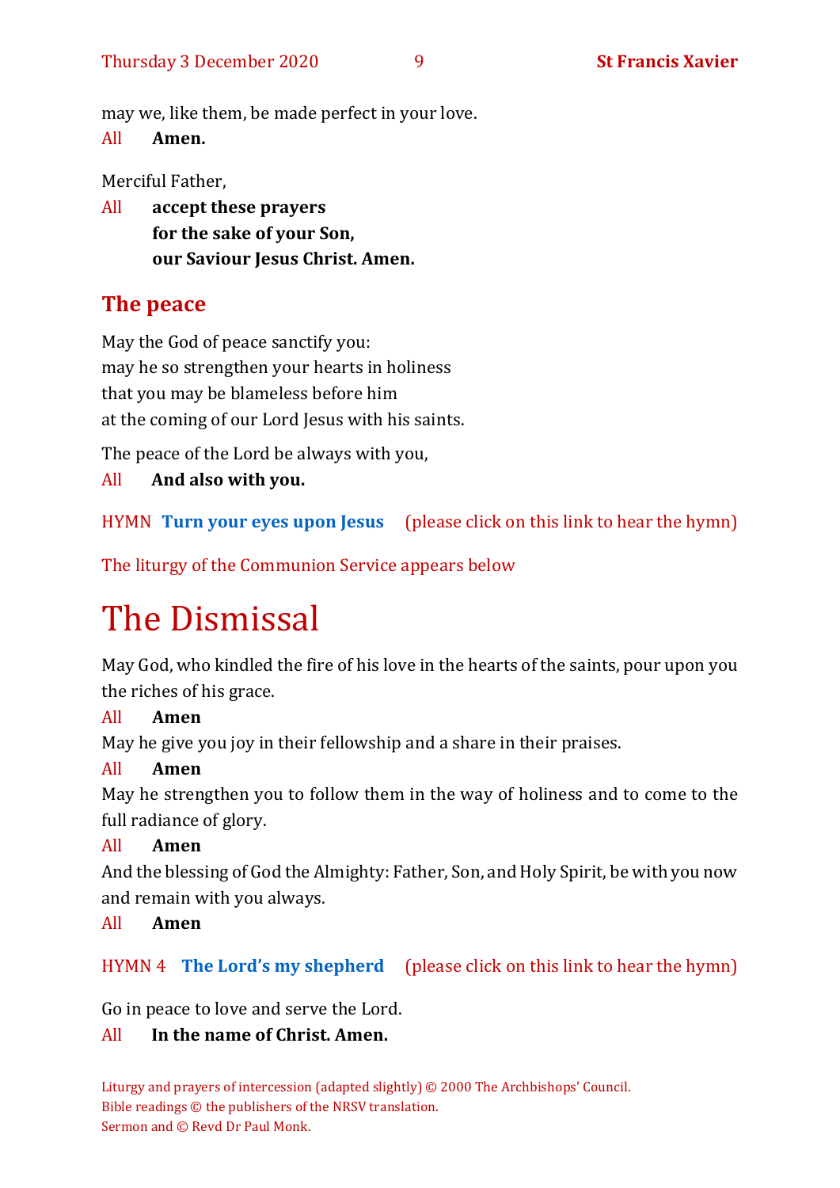may we, like them, be made perfect in your love.

All **Amen.**

Merciful Father,

All **accept these prayers**
**for the sake of your Son,**
**our Saviour Jesus Christ. Amen.**

## The peace

May the God of peace sanctify you:
may he so strengthen your hearts in holiness
that you may be blameless before him
at the coming of our Lord Jesus with his saints.

The peace of the Lord be always with you,

All **And also with you.**

HYMN **Turn your eyes upon Jesus** (please click on this link to hear the hymn)

The liturgy of the Communion Service appears below

# The Dismissal

May God, who kindled the fire of his love in the hearts of the saints, pour upon you the riches of his grace.

All **Amen**

May he give you joy in their fellowship and a share in their praises.

All **Amen**

May he strengthen you to follow them in the way of holiness and to come to the full radiance of glory.

All **Amen**

And the blessing of God the Almighty: Father, Son, and Holy Spirit, be with you now and remain with you always.

All **Amen**

HYMN 4 **The Lord's my shepherd** (please click on this link to hear the hymn)

Go in peace to love and serve the Lord.

All **In the name of Christ. Amen.**

Liturgy and prayers of intercession (adapted slightly) © 2000 The Archbishops' Council.
Bible readings © the publishers of the NRSV translation.
Sermon and © Revd Dr Paul Monk.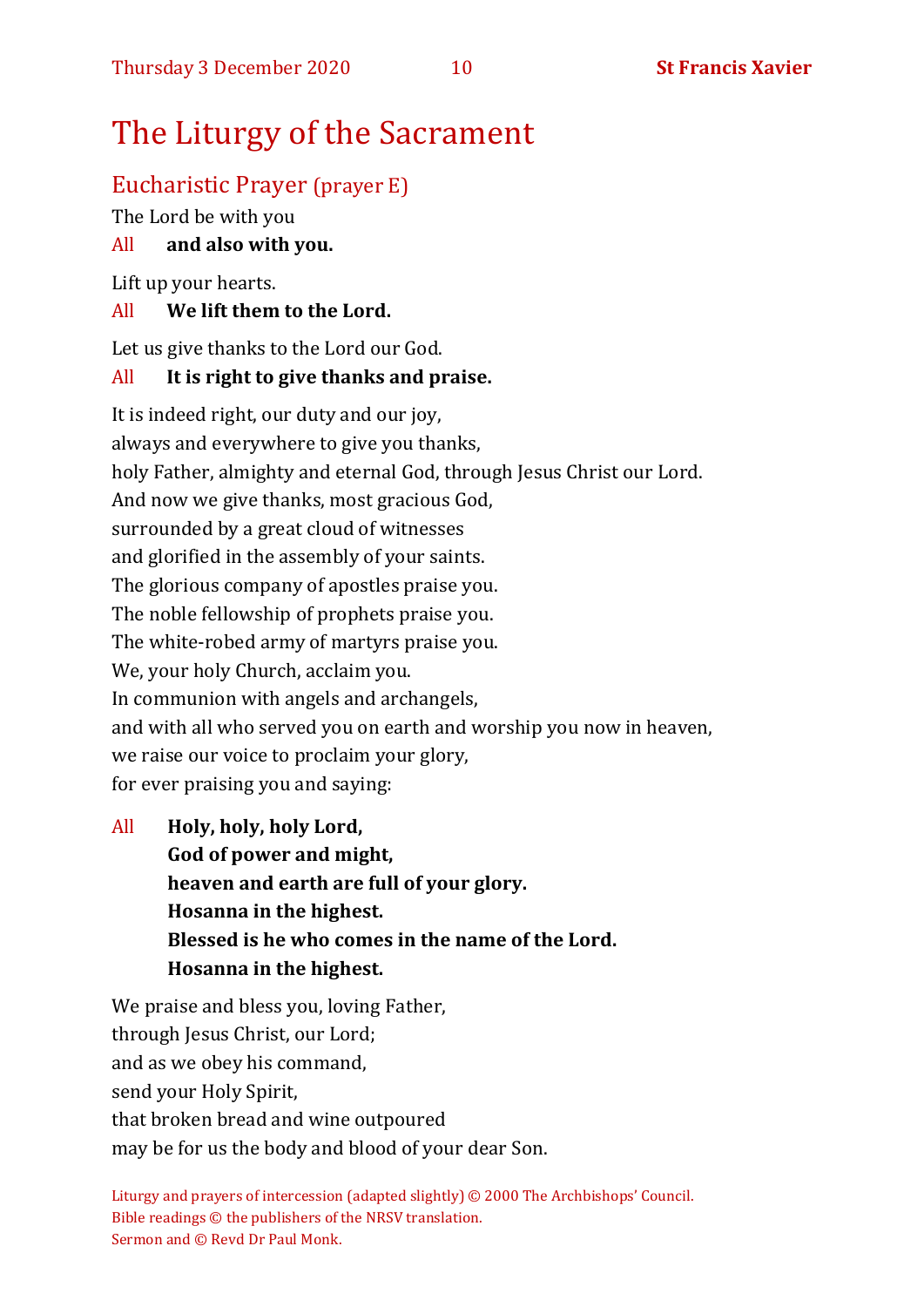# The Liturgy of the Sacrament

## Eucharistic Prayer (prayer E)

The Lord be with you

All **and also with you.**

Lift up your hearts.

All **We lift them to the Lord.**

Let us give thanks to the Lord our God.

All **It is right to give thanks and praise.**

It is indeed right, our duty and our joy,
always and everywhere to give you thanks,
holy Father, almighty and eternal God, through Jesus Christ our Lord.
And now we give thanks, most gracious God,
surrounded by a great cloud of witnesses
and glorified in the assembly of your saints.
The glorious company of apostles praise you.
The noble fellowship of prophets praise you.
The white-robed army of martyrs praise you.
We, your holy Church, acclaim you.
In communion with angels and archangels,
and with all who served you on earth and worship you now in heaven,
we raise our voice to proclaim your glory,
for ever praising you and saying:

All **Holy, holy, holy Lord,**
**God of power and might,**
**heaven and earth are full of your glory.**
**Hosanna in the highest.**
**Blessed is he who comes in the name of the Lord.**
**Hosanna in the highest.**

We praise and bless you, loving Father,
through Jesus Christ, our Lord;
and as we obey his command,
send your Holy Spirit,
that broken bread and wine outpoured
may be for us the body and blood of your dear Son.

Liturgy and prayers of intercession (adapted slightly) © 2000 The Archbishops' Council.
Bible readings © the publishers of the NRSV translation.
Sermon and © Revd Dr Paul Monk.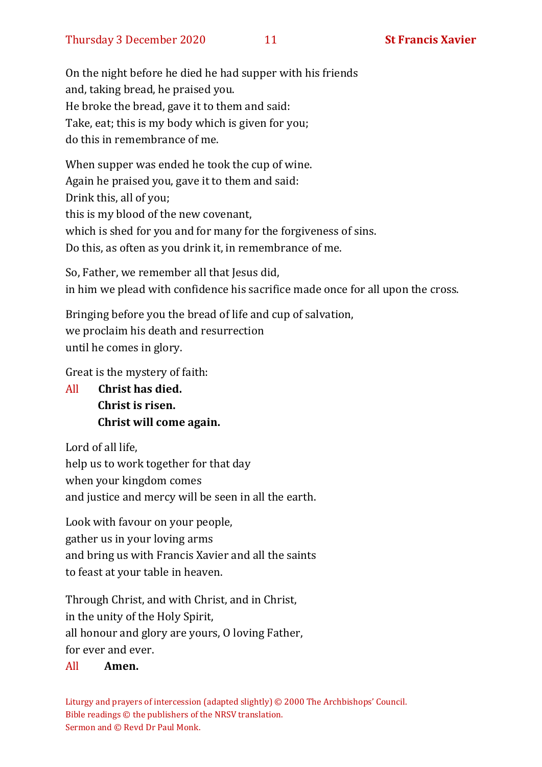On the night before he died he had supper with his friends
and, taking bread, he praised you.
He broke the bread, gave it to them and said:
Take, eat; this is my body which is given for you;
do this in remembrance of me.

When supper was ended he took the cup of wine.
Again he praised you, gave it to them and said:
Drink this, all of you;
this is my blood of the new covenant,
which is shed for you and for many for the forgiveness of sins.
Do this, as often as you drink it, in remembrance of me.

So, Father, we remember all that Jesus did,
in him we plead with confidence his sacrifice made once for all upon the cross.

Bringing before you the bread of life and cup of salvation,
we proclaim his death and resurrection
until he comes in glory.

Great is the mystery of faith:

All **Christ has died.**
**Christ is risen.**
**Christ will come again.**

Lord of all life,
help us to work together for that day
when your kingdom comes
and justice and mercy will be seen in all the earth.

Look with favour on your people,
gather us in your loving arms
and bring us with Francis Xavier and all the saints
to feast at your table in heaven.

Through Christ, and with Christ, and in Christ,
in the unity of the Holy Spirit,
all honour and glory are yours, O loving Father,
for ever and ever.

All **Amen.**

Liturgy and prayers of intercession (adapted slightly) © 2000 The Archbishops' Council.
Bible readings © the publishers of the NRSV translation.
Sermon and © Revd Dr Paul Monk.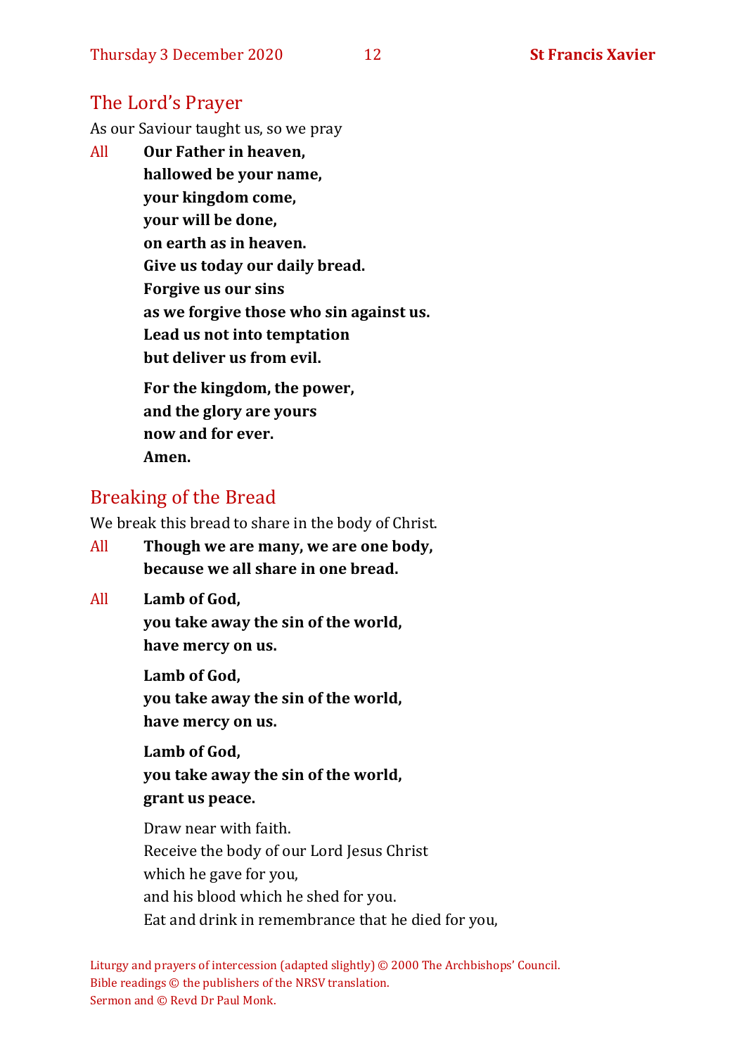## The Lord's Prayer

As our Saviour taught us, so we pray

All **Our Father in heaven,**
**hallowed be your name,**
**your kingdom come,**
**your will be done,**
**on earth as in heaven.**
**Give us today our daily bread.**
**Forgive us our sins**
**as we forgive those who sin against us.**
**Lead us not into temptation**
**but deliver us from evil.**

**For the kingdom, the power,**
**and the glory are yours**
**now and for ever.**
**Amen.**

## Breaking of the Bread

We break this bread to share in the body of Christ.

All **Though we are many, we are one body,**
**because we all share in one bread.**

All **Lamb of God,**
**you take away the sin of the world,**
**have mercy on us.**

**Lamb of God,**
**you take away the sin of the world,**
**have mercy on us.**

**Lamb of God,**
**you take away the sin of the world,**
**grant us peace.**

Draw near with faith.
Receive the body of our Lord Jesus Christ
which he gave for you,
and his blood which he shed for you.
Eat and drink in remembrance that he died for you,

Liturgy and prayers of intercession (adapted slightly) © 2000 The Archbishops' Council.
Bible readings © the publishers of the NRSV translation.
Sermon and © Revd Dr Paul Monk.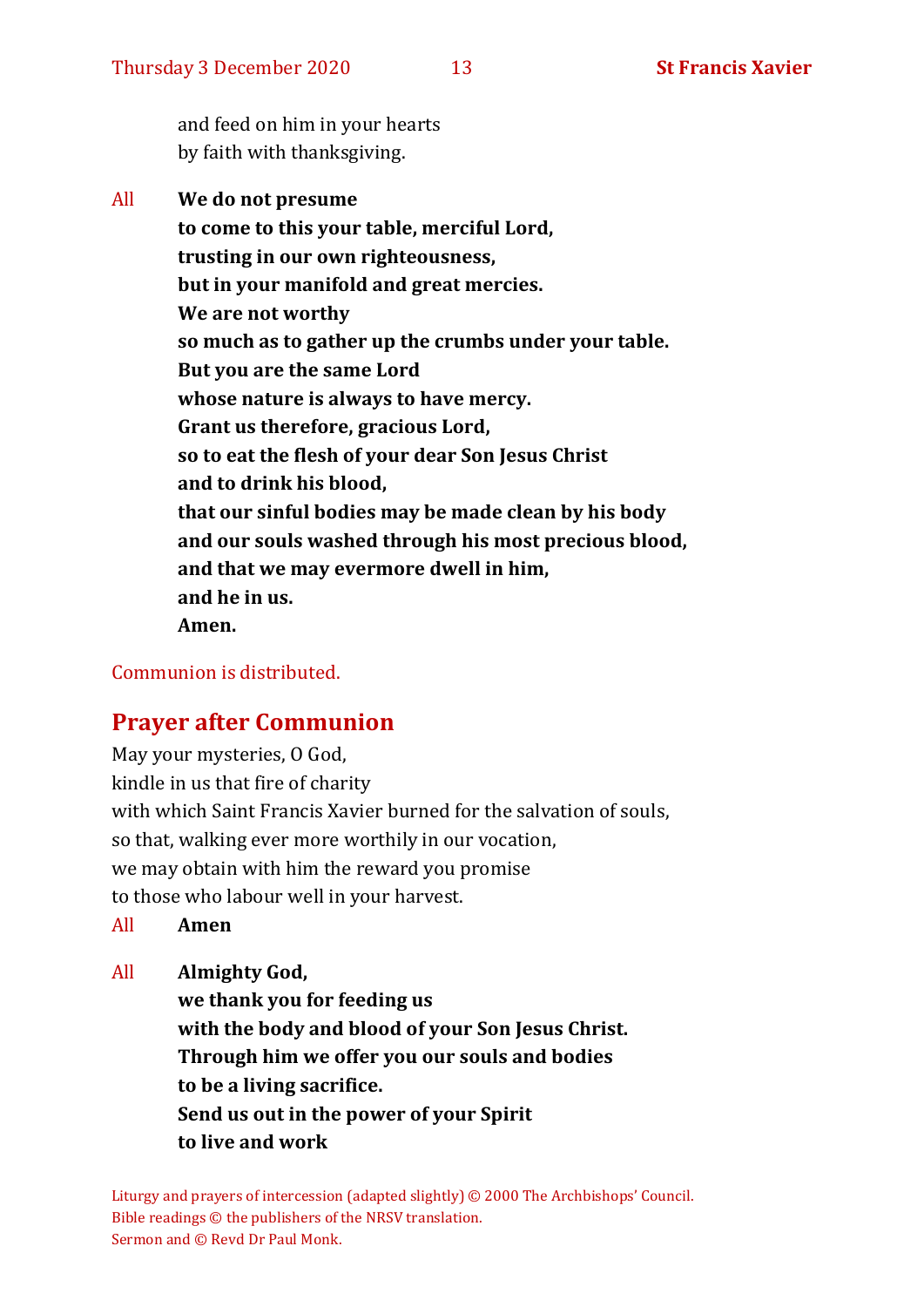and feed on him in your hearts
by faith with thanksgiving.

All **We do not presume**
**to come to this your table, merciful Lord,**
**trusting in our own righteousness,**
**but in your manifold and great mercies.**
**We are not worthy**
**so much as to gather up the crumbs under your table.**
**But you are the same Lord**
**whose nature is always to have mercy.**
**Grant us therefore, gracious Lord,**
**so to eat the flesh of your dear Son Jesus Christ**
**and to drink his blood,**
**that our sinful bodies may be made clean by his body**
**and our souls washed through his most precious blood,**
**and that we may evermore dwell in him,**
**and he in us.**
**Amen.**

Communion is distributed.

## Prayer after Communion

May your mysteries, O God,
kindle in us that fire of charity
with which Saint Francis Xavier burned for the salvation of souls,
so that, walking ever more worthily in our vocation,
we may obtain with him the reward you promise
to those who labour well in your harvest.

All **Amen**

All **Almighty God,**
**we thank you for feeding us**
**with the body and blood of your Son Jesus Christ.**
**Through him we offer you our souls and bodies**
**to be a living sacrifice.**
**Send us out in the power of your Spirit**
**to live and work**

Liturgy and prayers of intercession (adapted slightly) © 2000 The Archbishops' Council.
Bible readings © the publishers of the NRSV translation.
Sermon and © Revd Dr Paul Monk.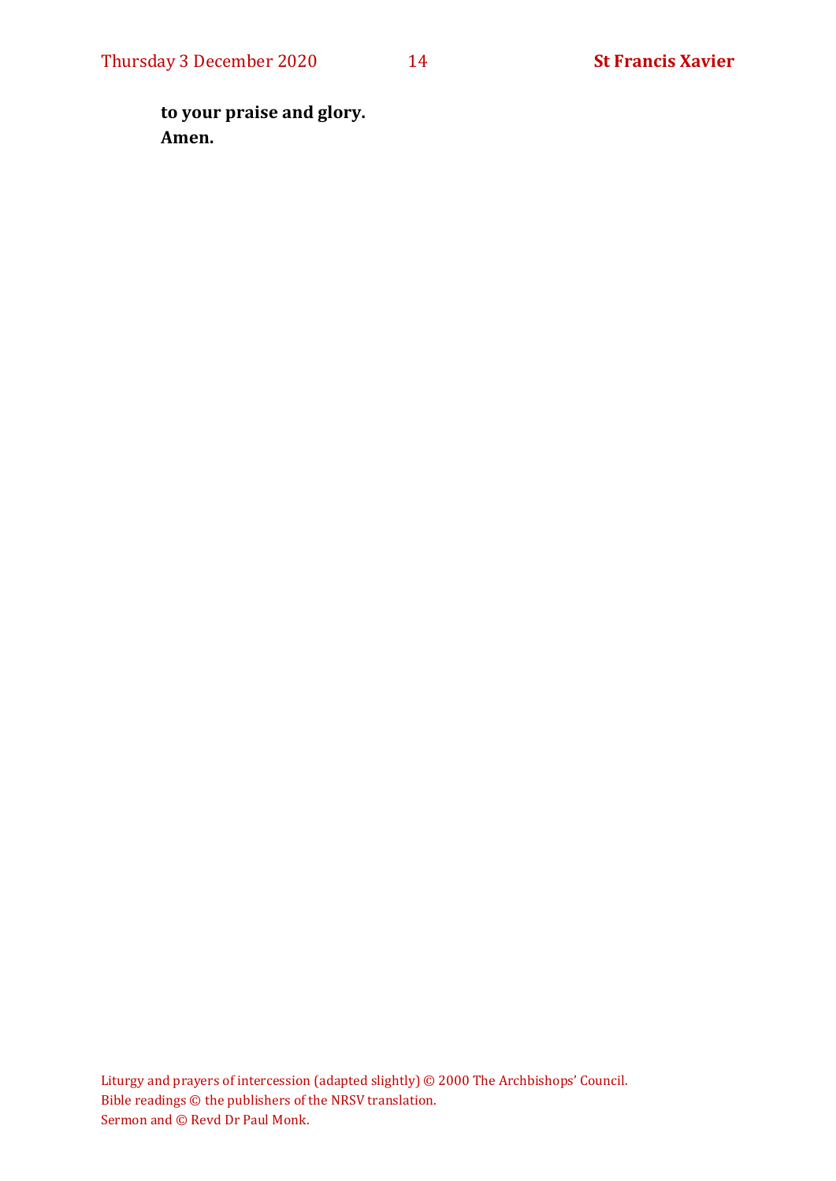**to your praise and glory.**
**Amen.**

Liturgy and prayers of intercession (adapted slightly) © 2000 The Archbishops' Council.
Bible readings © the publishers of the NRSV translation.
Sermon and © Revd Dr Paul Monk.